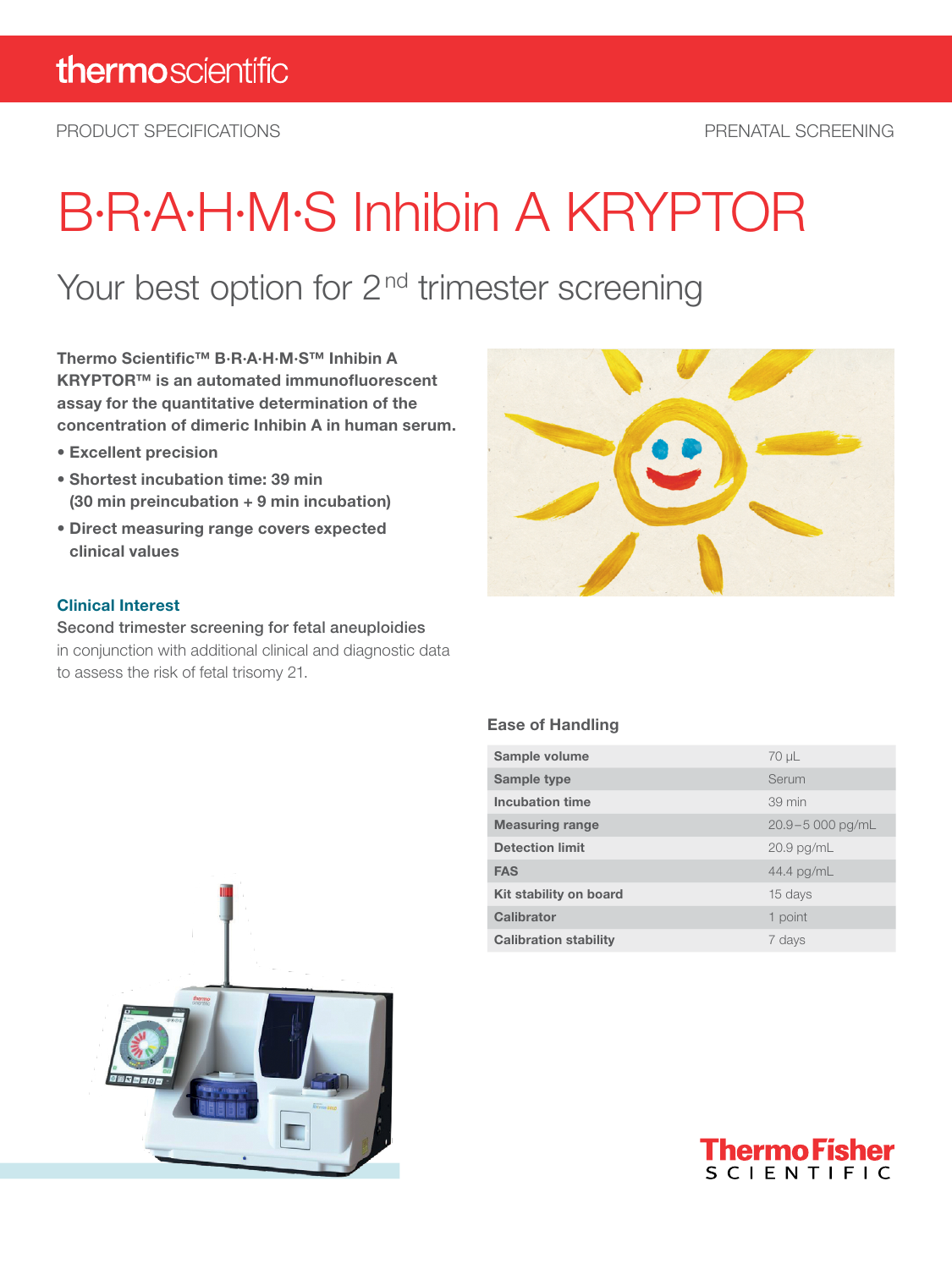thermoscientific

PRODUCT SPECIFICATIONS

PRENATAL SCREENING

# B·R·A·H·M·S Inhibin A KRYPTOR

## Your best option for 2nd trimester screening

**Thermo Scientific™ B·R·A·H·M·S™ Inhibin A KRYPTOR™ is an automated immunofluorescent assay for the quantitative determination of the concentration of dimeric Inhibin A in human serum.**

- **Excellent precision**
- **Shortest incubation time: 39 min (30 min preincubation + 9 min incubation)**
- **Direct measuring range covers expected clinical values**

### Clinical Interest

Second trimester screening for fetal aneuploidies in conjunction with additional clinical and diagnostic data to assess the risk of fetal trisomy 21.

### Ease of Handling

| | |
|---|---|
| **Sample volume** | 70 µL |
| **Sample type** | Serum |
| **Incubation time** | 39 min |
| **Measuring range** | 20.9–5 000 pg/mL |
| **Detection limit** | 20.9 pg/mL |
| **FAS** | 44.4 pg/mL |
| **Kit stability on board** | 15 days |
| **Calibrator** | 1 point |
| **Calibration stability** | 7 days |

ThermoFisher SCIENTIFIC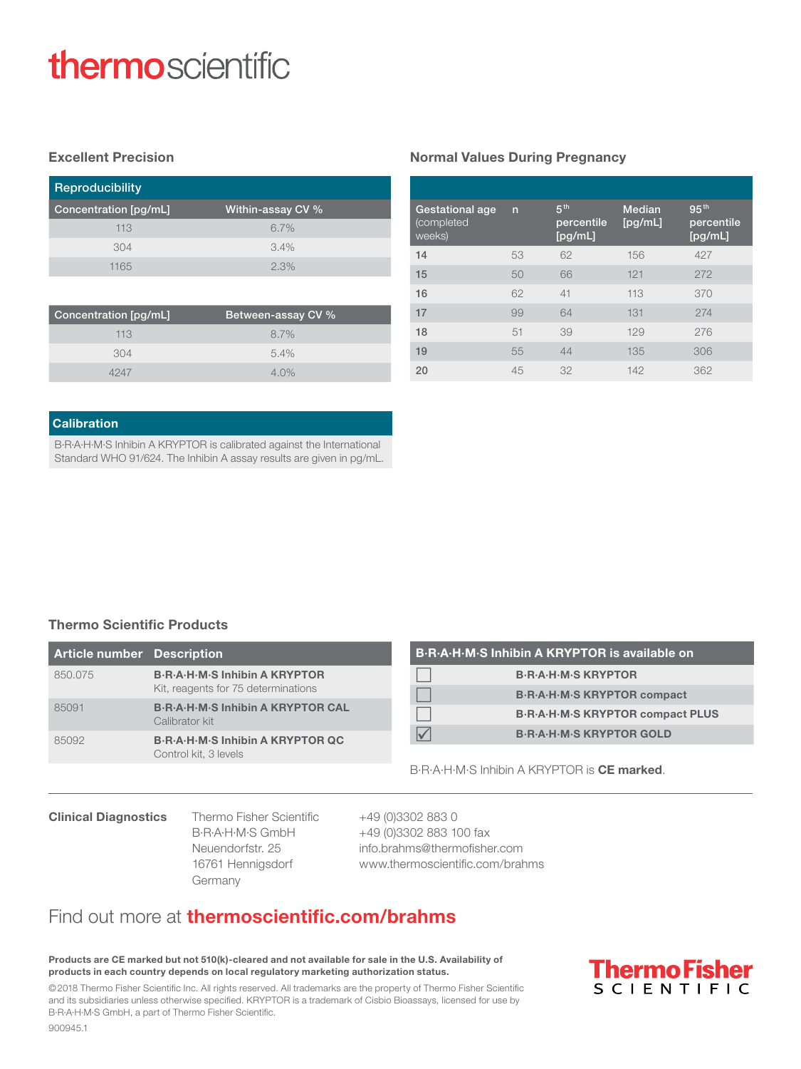# thermoscientific

## Excellent Precision

### Reproducibility

| Concentration [pg/mL] | Within-assay CV % |
|---|---|
| 113 | 6.7% |
| 304 | 3.4% |
| 1165 | 2.3% |

| Concentration [pg/mL] | Between-assay CV % |
|---|---|
| 113 | 8.7% |
| 304 | 5.4% |
| 4247 | 4.0% |

### Calibration

B·R·A·H·M·S Inhibin A KRYPTOR is calibrated against the International Standard WHO 91/624. The Inhibin A assay results are given in pg/mL.

## Normal Values During Pregnancy

| Gestational age (completed weeks) | n | 5th percentile [pg/mL] | Median [pg/mL] | 95th percentile [pg/mL] |
|---|---|---|---|---|
| **14** | 53 | 62 | 156 | 427 |
| **15** | 50 | 66 | 121 | 272 |
| **16** | 62 | 41 | 113 | 370 |
| **17** | 99 | 64 | 131 | 274 |
| **18** | 51 | 39 | 129 | 276 |
| **19** | 55 | 44 | 135 | 306 |
| **20** | 45 | 32 | 142 | 362 |

## Thermo Scientific Products

| Article number | Description |
|---|---|
| 850.075 | **B·R·A·H·M·S Inhibin A KRYPTOR** Kit, reagents for 75 determinations |
| 85091 | **B·R·A·H·M·S Inhibin A KRYPTOR CAL** Calibrator kit |
| 85092 | **B·R·A·H·M·S Inhibin A KRYPTOR QC** Control kit, 3 levels |

| B·R·A·H·M·S Inhibin A KRYPTOR is available on | |
|---|---|
| ☐ | **B·R·A·H·M·S KRYPTOR** |
| ☐ | **B·R·A·H·M·S KRYPTOR compact** |
| ☐ | **B·R·A·H·M·S KRYPTOR compact PLUS** |
| ☑ | **B·R·A·H·M·S KRYPTOR GOLD** |

B·R·A·H·M·S Inhibin A KRYPTOR is **CE marked**.

**Clinical Diagnostics**

Thermo Fisher Scientific
B·R·A·H·M·S GmbH
Neuendorfstr. 25
16761 Hennigsdorf
Germany

+49 (0)3302 883 0
+49 (0)3302 883 100 fax
info.brahms@thermofisher.com
www.thermoscientific.com/brahms

Find out more at **thermoscientific.com/brahms**

**Products are CE marked but not 510(k)-cleared and not available for sale in the U.S. Availability of products in each country depends on local regulatory marketing authorization status.**

©2018 Thermo Fisher Scientific Inc. All rights reserved. All trademarks are the property of Thermo Fisher Scientific and its subsidiaries unless otherwise specified. KRYPTOR is a trademark of Cisbio Bioassays, licensed for use by B·R·A·H·M·S GmbH, a part of Thermo Fisher Scientific.

900945.1

**ThermoFisher SCIENTIFIC**